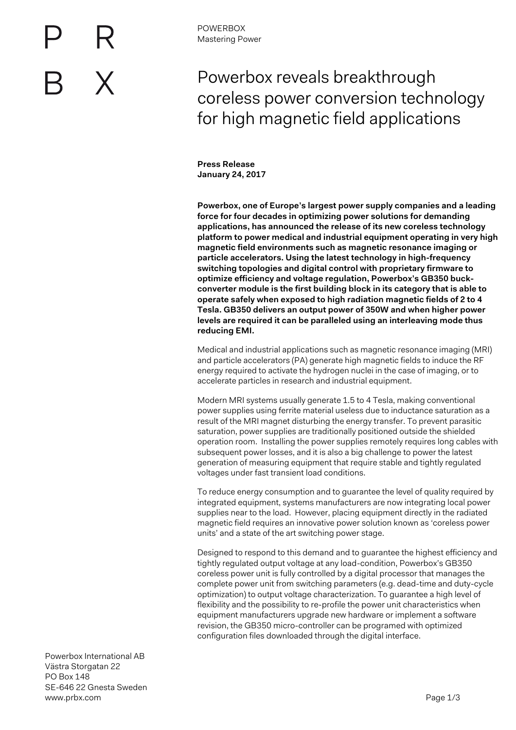POWERBOX
Mastering Power

# Powerbox reveals breakthrough coreless power conversion technology for high magnetic field applications

**Press Release**
**January 24, 2017**

**Powerbox, one of Europe's largest power supply companies and a leading force for four decades in optimizing power solutions for demanding applications, has announced the release of its new coreless technology platform to power medical and industrial equipment operating in very high magnetic field environments such as magnetic resonance imaging or particle accelerators. Using the latest technology in high-frequency switching topologies and digital control with proprietary firmware to optimize efficiency and voltage regulation, Powerbox's GB350 buck-converter module is the first building block in its category that is able to operate safely when exposed to high radiation magnetic fields of 2 to 4 Tesla. GB350 delivers an output power of 350W and when higher power levels are required it can be paralleled using an interleaving mode thus reducing EMI.**

Medical and industrial applications such as magnetic resonance imaging (MRI) and particle accelerators (PA) generate high magnetic fields to induce the RF energy required to activate the hydrogen nuclei in the case of imaging, or to accelerate particles in research and industrial equipment.

Modern MRI systems usually generate 1.5 to 4 Tesla, making conventional power supplies using ferrite material useless due to inductance saturation as a result of the MRI magnet disturbing the energy transfer. To prevent parasitic saturation, power supplies are traditionally positioned outside the shielded operation room. Installing the power supplies remotely requires long cables with subsequent power losses, and it is also a big challenge to power the latest generation of measuring equipment that require stable and tightly regulated voltages under fast transient load conditions.

To reduce energy consumption and to guarantee the level of quality required by integrated equipment, systems manufacturers are now integrating local power supplies near to the load. However, placing equipment directly in the radiated magnetic field requires an innovative power solution known as 'coreless power units' and a state of the art switching power stage.

Designed to respond to this demand and to guarantee the highest efficiency and tightly regulated output voltage at any load-condition, Powerbox's GB350 coreless power unit is fully controlled by a digital processor that manages the complete power unit from switching parameters (e.g. dead-time and duty-cycle optimization) to output voltage characterization. To guarantee a high level of flexibility and the possibility to re-profile the power unit characteristics when equipment manufacturers upgrade new hardware or implement a software revision, the GB350 micro-controller can be programed with optimized configuration files downloaded through the digital interface.

Powerbox International AB
Västra Storgatan 22
PO Box 148
SE-646 22 Gnesta Sweden
www.prbx.com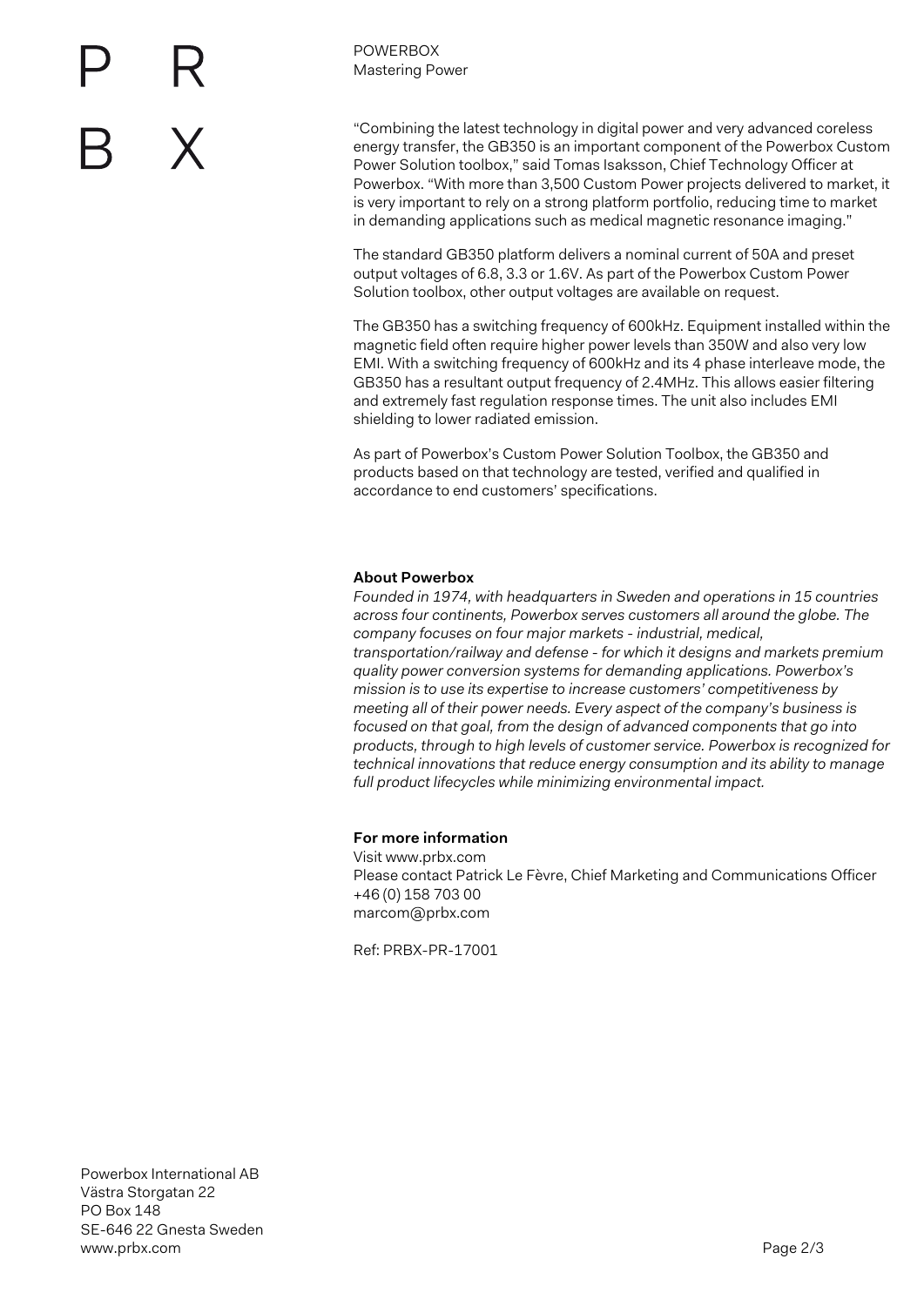"Combining the latest technology in digital power and very advanced coreless energy transfer, the GB350 is an important component of the Powerbox Custom Power Solution toolbox," said Tomas Isaksson, Chief Technology Officer at Powerbox. "With more than 3,500 Custom Power projects delivered to market, it is very important to rely on a strong platform portfolio, reducing time to market in demanding applications such as medical magnetic resonance imaging."

The standard GB350 platform delivers a nominal current of 50A and preset output voltages of 6.8, 3.3 or 1.6V. As part of the Powerbox Custom Power Solution toolbox, other output voltages are available on request.

The GB350 has a switching frequency of 600kHz. Equipment installed within the magnetic field often require higher power levels than 350W and also very low EMI. With a switching frequency of 600kHz and its 4 phase interleave mode, the GB350 has a resultant output frequency of 2.4MHz. This allows easier filtering and extremely fast regulation response times. The unit also includes EMI shielding to lower radiated emission.

As part of Powerbox's Custom Power Solution Toolbox, the GB350 and products based on that technology are tested, verified and qualified in accordance to end customers' specifications.

**About Powerbox**

*Founded in 1974, with headquarters in Sweden and operations in 15 countries across four continents, Powerbox serves customers all around the globe. The company focuses on four major markets - industrial, medical, transportation/railway and defense - for which it designs and markets premium quality power conversion systems for demanding applications. Powerbox's mission is to use its expertise to increase customers' competitiveness by meeting all of their power needs. Every aspect of the company's business is focused on that goal, from the design of advanced components that go into products, through to high levels of customer service. Powerbox is recognized for technical innovations that reduce energy consumption and its ability to manage full product lifecycles while minimizing environmental impact.*

**For more information**

Visit www.prbx.com
Please contact Patrick Le Fèvre, Chief Marketing and Communications Officer
+46 (0) 158 703 00
marcom@prbx.com

Ref: PRBX-PR-17001

Powerbox International AB
Västra Storgatan 22
PO Box 148
SE-646 22 Gnesta Sweden
www.prbx.com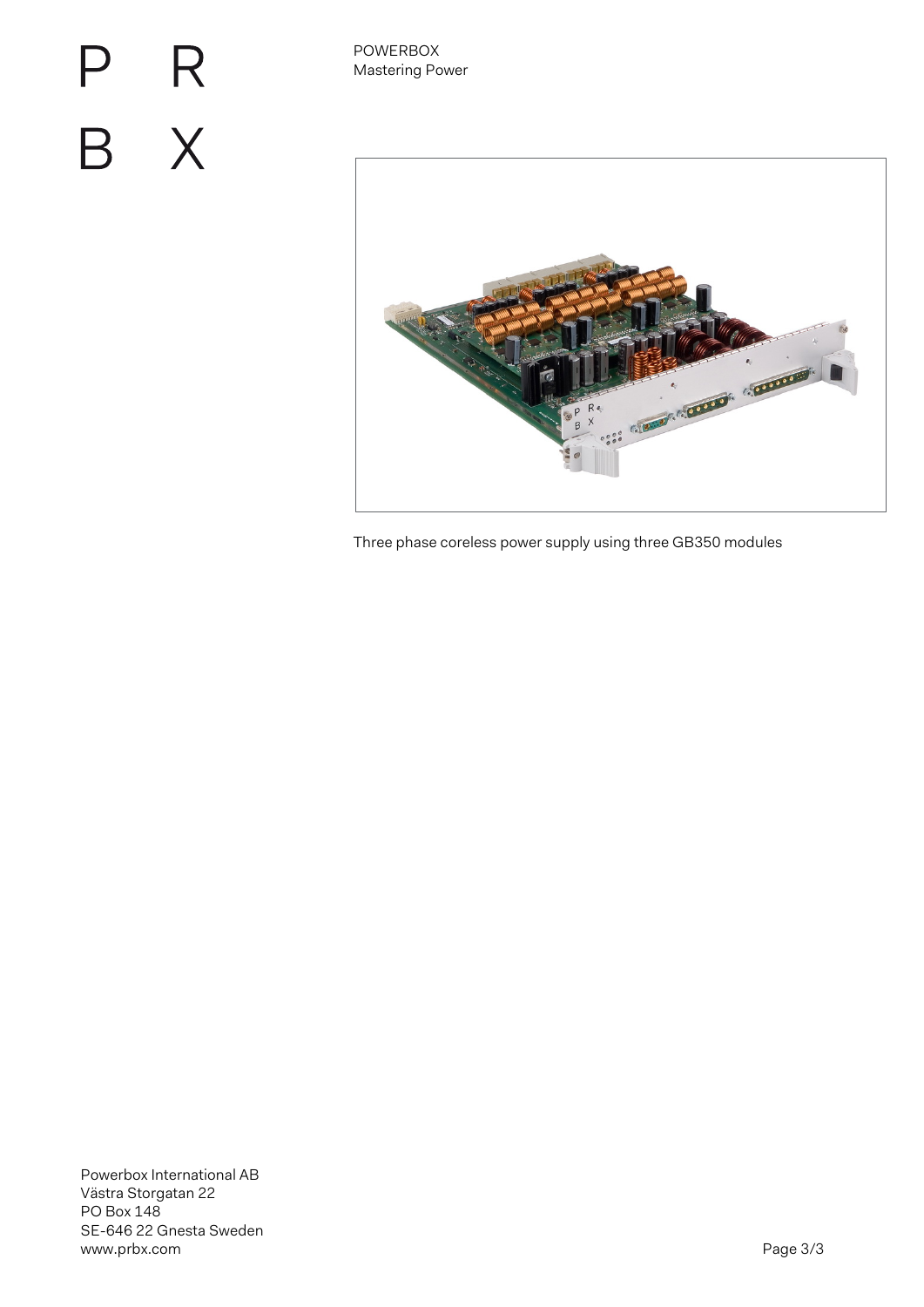Three phase coreless power supply using three GB350 modules

Powerbox International AB
Västra Storgatan 22
PO Box 148
SE-646 22 Gnesta Sweden
www.prbx.com